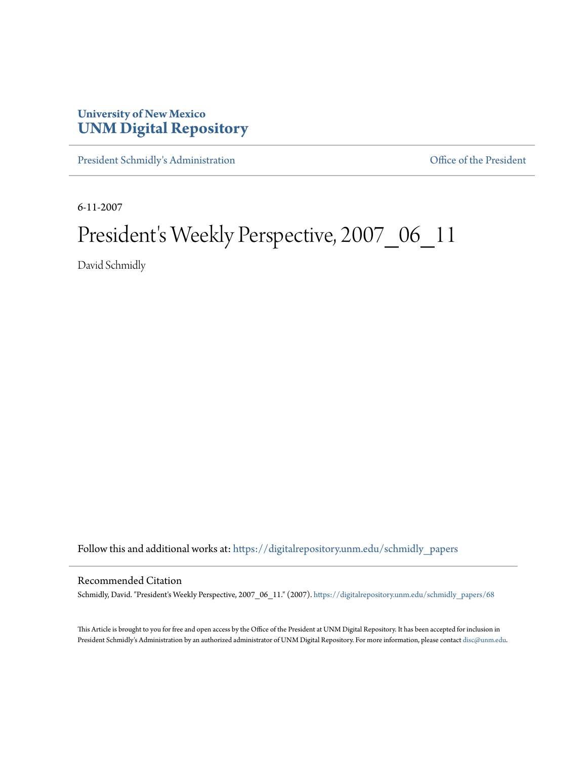# University of New Mexico
# UNM Digital Repository

President Schmidly's Administration

Office of the President

6-11-2007

# President's Weekly Perspective, 2007_06_11

David Schmidly

Follow this and additional works at: https://digitalrepository.unm.edu/schmidly_papers

## Recommended Citation

Schmidly, David. "President's Weekly Perspective, 2007_06_11." (2007). https://digitalrepository.unm.edu/schmidly_papers/68

This Article is brought to you for free and open access by the Office of the President at UNM Digital Repository. It has been accepted for inclusion in President Schmidly's Administration by an authorized administrator of UNM Digital Repository. For more information, please contact disc@unm.edu.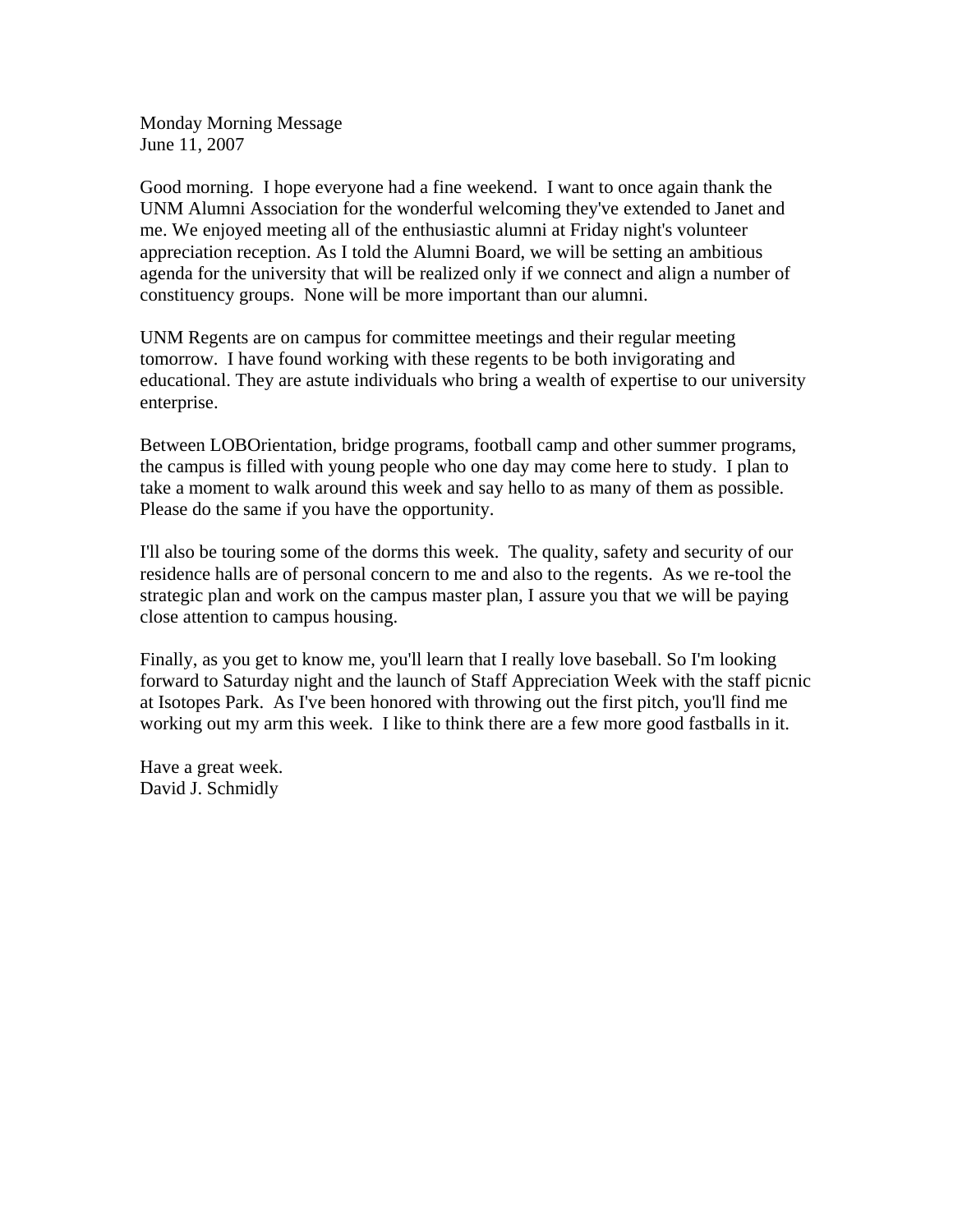Monday Morning Message
June 11, 2007

Good morning. I hope everyone had a fine weekend. I want to once again thank the UNM Alumni Association for the wonderful welcoming they've extended to Janet and me. We enjoyed meeting all of the enthusiastic alumni at Friday night's volunteer appreciation reception. As I told the Alumni Board, we will be setting an ambitious agenda for the university that will be realized only if we connect and align a number of constituency groups. None will be more important than our alumni.

UNM Regents are on campus for committee meetings and their regular meeting tomorrow. I have found working with these regents to be both invigorating and educational. They are astute individuals who bring a wealth of expertise to our university enterprise.

Between LOBOrientation, bridge programs, football camp and other summer programs, the campus is filled with young people who one day may come here to study. I plan to take a moment to walk around this week and say hello to as many of them as possible. Please do the same if you have the opportunity.

I'll also be touring some of the dorms this week. The quality, safety and security of our residence halls are of personal concern to me and also to the regents. As we re-tool the strategic plan and work on the campus master plan, I assure you that we will be paying close attention to campus housing.

Finally, as you get to know me, you'll learn that I really love baseball. So I'm looking forward to Saturday night and the launch of Staff Appreciation Week with the staff picnic at Isotopes Park. As I've been honored with throwing out the first pitch, you'll find me working out my arm this week. I like to think there are a few more good fastballs in it.

Have a great week.
David J. Schmidly